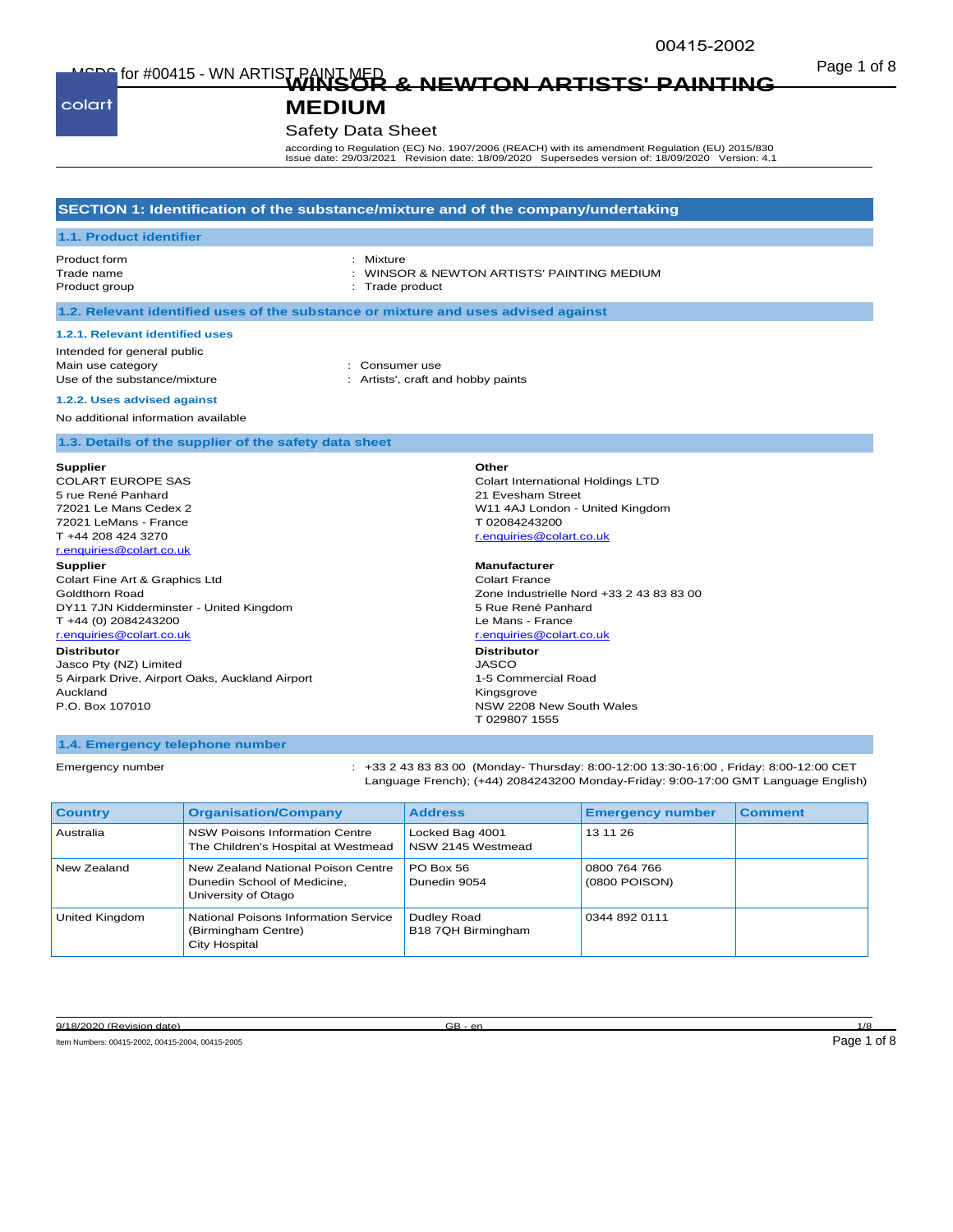# WINSOR & NEWTON ARTISTS' PAINTING MEDIUM

Safety Data Sheet

according to Regulation (EC) No. 1907/2006 (REACH) with its amendment Regulation (EU) 2015/830
Issue date: 29/03/2021 Revision date: 18/09/2020 Supersedes version of: 18/09/2020 Version: 4.1

## SECTION 1: Identification of the substance/mixture and of the company/undertaking

### 1.1. Product identifier

Product form : Mixture
Trade name : WINSOR & NEWTON ARTISTS' PAINTING MEDIUM
Product group : Trade product

### 1.2. Relevant identified uses of the substance or mixture and uses advised against

#### 1.2.1. Relevant identified uses

Intended for general public
Main use category : Consumer use
Use of the substance/mixture : Artists', craft and hobby paints

#### 1.2.2. Uses advised against

No additional information available

### 1.3. Details of the supplier of the safety data sheet

**Supplier**
COLART EUROPE SAS
5 rue René Panhard
72021 Le Mans Cedex 2
72021 LeMans - France
T +44 208 424 3270
r.enquiries@colart.co.uk

**Supplier**
Colart Fine Art & Graphics Ltd
Goldthorn Road
DY11 7JN Kidderminster - United Kingdom
T +44 (0) 2084243200
r.enquiries@colart.co.uk

**Distributor**
Jasco Pty (NZ) Limited
5 Airpark Drive, Airport Oaks, Auckland Airport
Auckland
P.O. Box 107010

**Other**
Colart International Holdings LTD
21 Evesham Street
W11 4AJ London - United Kingdom
T 02084243200
r.enquiries@colart.co.uk

**Manufacturer**
Colart France
Zone Industrielle Nord +33 2 43 83 83 00
5 Rue René Panhard
Le Mans - France
r.enquiries@colart.co.uk

**Distributor**
JASCO
1-5 Commercial Road
Kingsgrove
NSW 2208 New South Wales
T 029807 1555

### 1.4. Emergency telephone number

Emergency number : +33 2 43 83 83 00 (Monday- Thursday: 8:00-12:00 13:30-16:00 , Friday: 8:00-12:00 CET Language French); (+44) 2084243200 Monday-Friday: 9:00-17:00 GMT Language English)

| Country | Organisation/Company | Address | Emergency number | Comment |
|---|---|---|---|---|
| Australia | NSW Poisons Information Centre<br>The Children's Hospital at Westmead | Locked Bag 4001<br>NSW 2145 Westmead | 13 11 26 | |
| New Zealand | New Zealand National Poison Centre<br>Dunedin School of Medicine, University of Otago | PO Box 56<br>Dunedin 9054 | 0800 764 766<br>(0800 POISON) | |
| United Kingdom | National Poisons Information Service (Birmingham Centre)<br>City Hospital | Dudley Road<br>B18 7QH Birmingham | 0344 892 0111 | |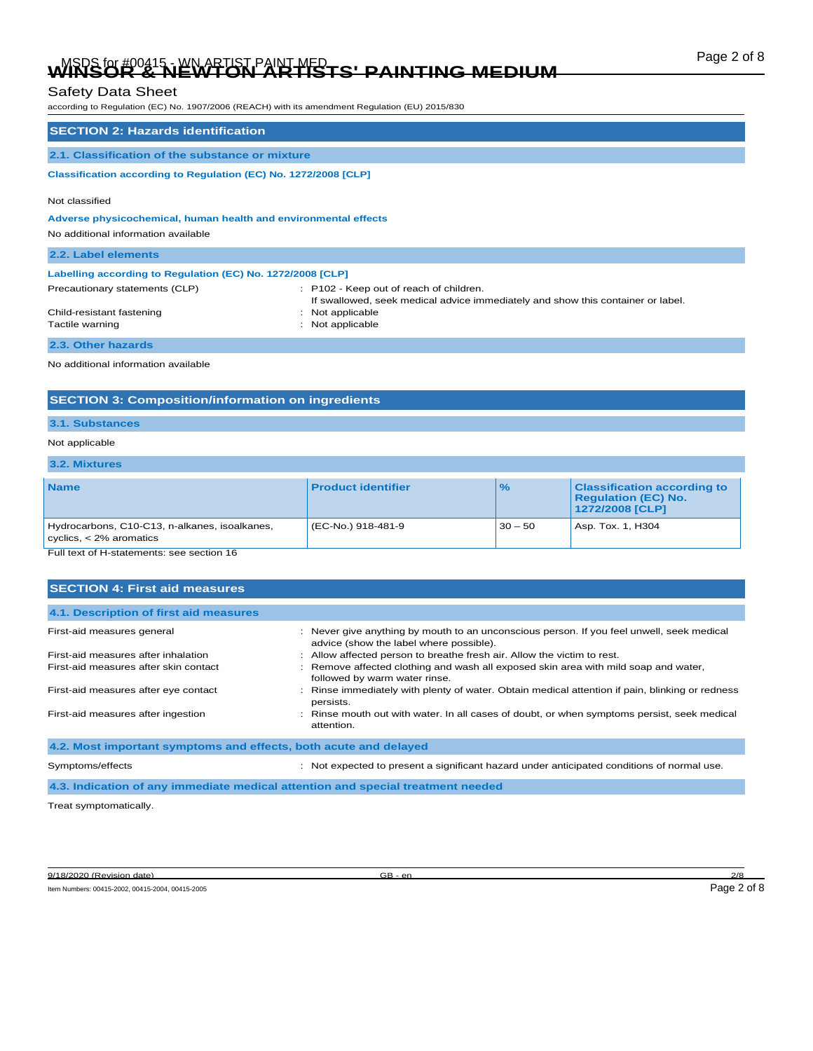## SECTION 2: Hazards identification

### 2.1. Classification of the substance or mixture

**Classification according to Regulation (EC) No. 1272/2008 [CLP]**

Not classified

**Adverse physicochemical, human health and environmental effects**

No additional information available

### 2.2. Label elements

**Labelling according to Regulation (EC) No. 1272/2008 [CLP]**

Precautionary statements (CLP) : P102 - Keep out of reach of children.
If swallowed, seek medical advice immediately and show this container or label.

Child-resistant fastening : Not applicable

Tactile warning : Not applicable

### 2.3. Other hazards

No additional information available

## SECTION 3: Composition/information on ingredients

### 3.1. Substances

Not applicable

### 3.2. Mixtures

| Name | Product identifier | % | Classification according to Regulation (EC) No. 1272/2008 [CLP] |
|---|---|---|---|
| Hydrocarbons, C10-C13, n-alkanes, isoalkanes, cyclics, < 2% aromatics | (EC-No.) 918-481-9 | 30 – 50 | Asp. Tox. 1, H304 |

Full text of H-statements: see section 16

## SECTION 4: First aid measures

### 4.1. Description of first aid measures

First-aid measures general : Never give anything by mouth to an unconscious person. If you feel unwell, seek medical advice (show the label where possible).

First-aid measures after inhalation : Allow affected person to breathe fresh air. Allow the victim to rest.

First-aid measures after skin contact : Remove affected clothing and wash all exposed skin area with mild soap and water, followed by warm water rinse.

First-aid measures after eye contact : Rinse immediately with plenty of water. Obtain medical attention if pain, blinking or redness persists.

First-aid measures after ingestion : Rinse mouth out with water. In all cases of doubt, or when symptoms persist, seek medical attention.

### 4.2. Most important symptoms and effects, both acute and delayed

Symptoms/effects : Not expected to present a significant hazard under anticipated conditions of normal use.

### 4.3. Indication of any immediate medical attention and special treatment needed

Treat symptomatically.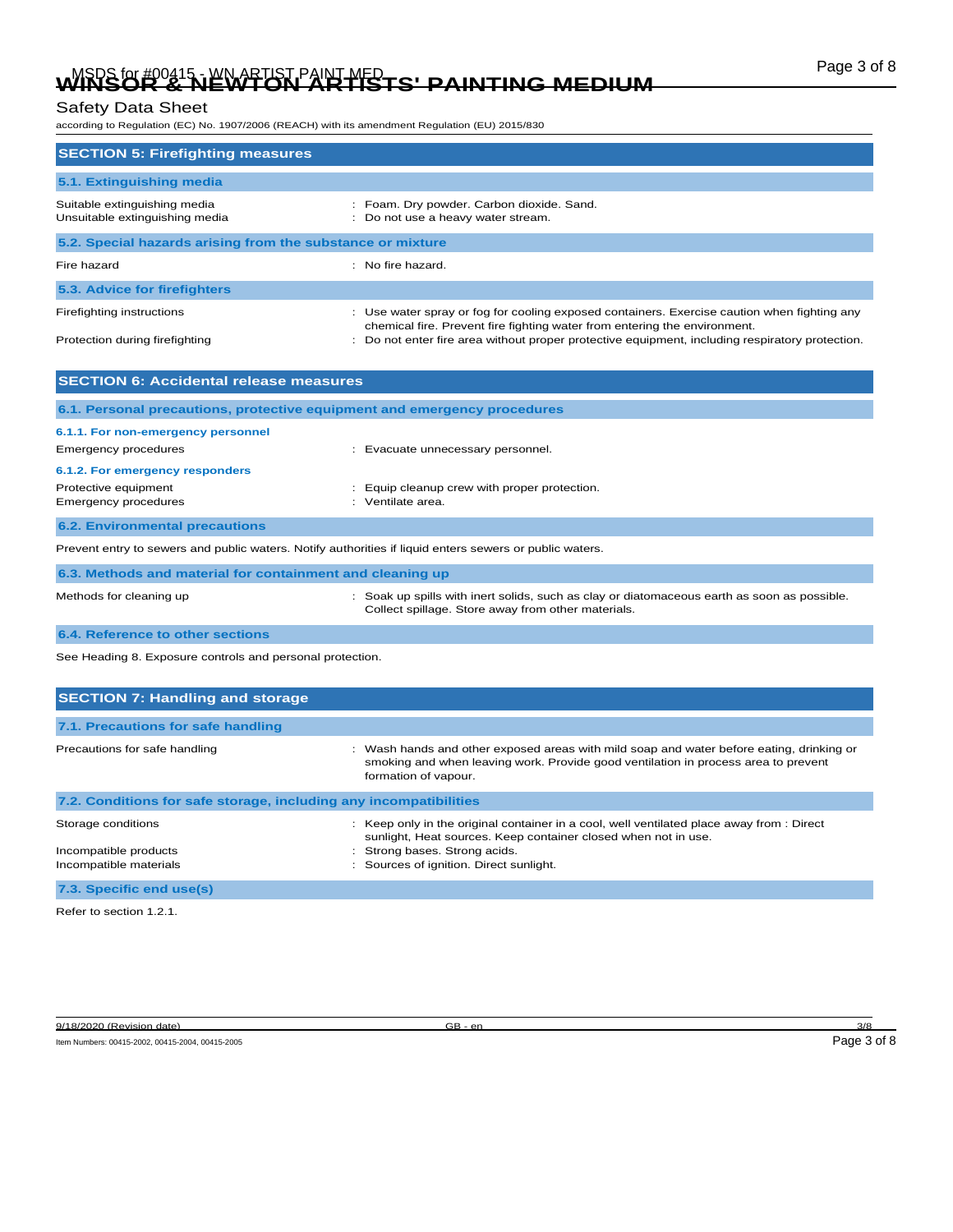## SECTION 5: Firefighting measures

### 5.1. Extinguishing media

| | |
|---|---|
| Suitable extinguishing media | : Foam. Dry powder. Carbon dioxide. Sand. |
| Unsuitable extinguishing media | : Do not use a heavy water stream. |

### 5.2. Special hazards arising from the substance or mixture

| | |
|---|---|
| Fire hazard | : No fire hazard. |

### 5.3. Advice for firefighters

| | |
|---|---|
| Firefighting instructions | : Use water spray or fog for cooling exposed containers. Exercise caution when fighting any chemical fire. Prevent fire fighting water from entering the environment. |
| Protection during firefighting | : Do not enter fire area without proper protective equipment, including respiratory protection. |

## SECTION 6: Accidental release measures

### 6.1. Personal precautions, protective equipment and emergency procedures

#### 6.1.1. For non-emergency personnel

| | |
|---|---|
| Emergency procedures | : Evacuate unnecessary personnel. |

#### 6.1.2. For emergency responders

| | |
|---|---|
| Protective equipment | : Equip cleanup crew with proper protection. |
| Emergency procedures | : Ventilate area. |

### 6.2. Environmental precautions

Prevent entry to sewers and public waters. Notify authorities if liquid enters sewers or public waters.

### 6.3. Methods and material for containment and cleaning up

| | |
|---|---|
| Methods for cleaning up | : Soak up spills with inert solids, such as clay or diatomaceous earth as soon as possible. Collect spillage. Store away from other materials. |

### 6.4. Reference to other sections

See Heading 8. Exposure controls and personal protection.

## SECTION 7: Handling and storage

### 7.1. Precautions for safe handling

| | |
|---|---|
| Precautions for safe handling | : Wash hands and other exposed areas with mild soap and water before eating, drinking or smoking and when leaving work. Provide good ventilation in process area to prevent formation of vapour. |

### 7.2. Conditions for safe storage, including any incompatibilities

| | |
|---|---|
| Storage conditions | : Keep only in the original container in a cool, well ventilated place away from : Direct sunlight, Heat sources. Keep container closed when not in use. |
| Incompatible products | : Strong bases. Strong acids. |
| Incompatible materials | : Sources of ignition. Direct sunlight. |

### 7.3. Specific end use(s)

Refer to section 1.2.1.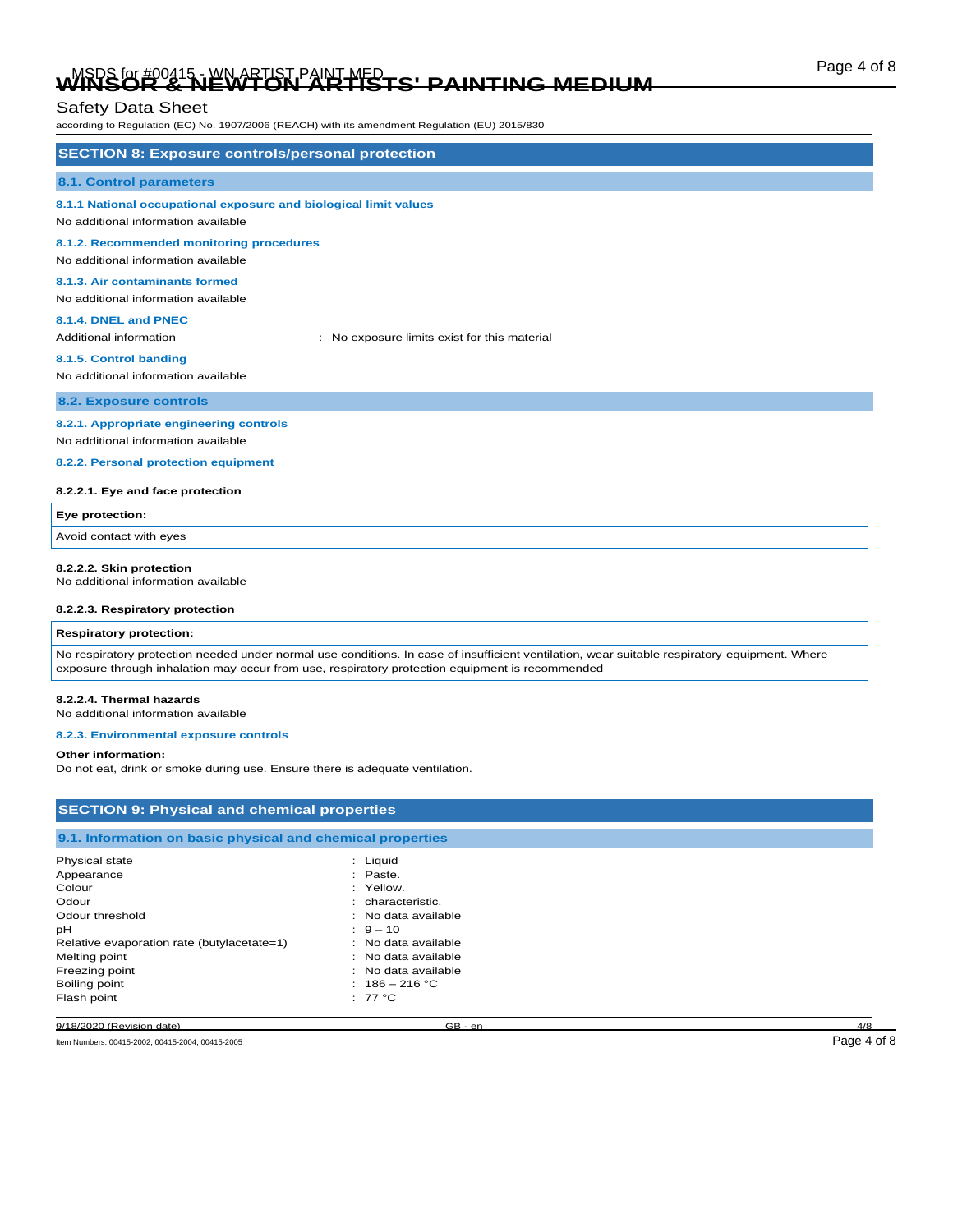## SECTION 8: Exposure controls/personal protection

### 8.1. Control parameters

#### 8.1.1 National occupational exposure and biological limit values

No additional information available

#### 8.1.2. Recommended monitoring procedures

No additional information available

#### 8.1.3. Air contaminants formed

No additional information available

#### 8.1.4. DNEL and PNEC

Additional information : No exposure limits exist for this material

#### 8.1.5. Control banding

No additional information available

### 8.2. Exposure controls

#### 8.2.1. Appropriate engineering controls

No additional information available

#### 8.2.2. Personal protection equipment

**8.2.2.1. Eye and face protection**

| Eye protection: |
|---|
| Avoid contact with eyes |

**8.2.2.2. Skin protection**

No additional information available

**8.2.2.3. Respiratory protection**

| Respiratory protection: |
|---|
| No respiratory protection needed under normal use conditions. In case of insufficient ventilation, wear suitable respiratory equipment. Where exposure through inhalation may occur from use, respiratory protection equipment is recommended |

**8.2.2.4. Thermal hazards**

No additional information available

#### 8.2.3. Environmental exposure controls

**Other information:**

Do not eat, drink or smoke during use. Ensure there is adequate ventilation.

## SECTION 9: Physical and chemical properties

### 9.1. Information on basic physical and chemical properties

| | |
|---|---|
| Physical state | : Liquid |
| Appearance | : Paste. |
| Colour | : Yellow. |
| Odour | : characteristic. |
| Odour threshold | : No data available |
| pH | : 9 – 10 |
| Relative evaporation rate (butylacetate=1) | : No data available |
| Melting point | : No data available |
| Freezing point | : No data available |
| Boiling point | : 186 – 216 °C |
| Flash point | : 77 °C |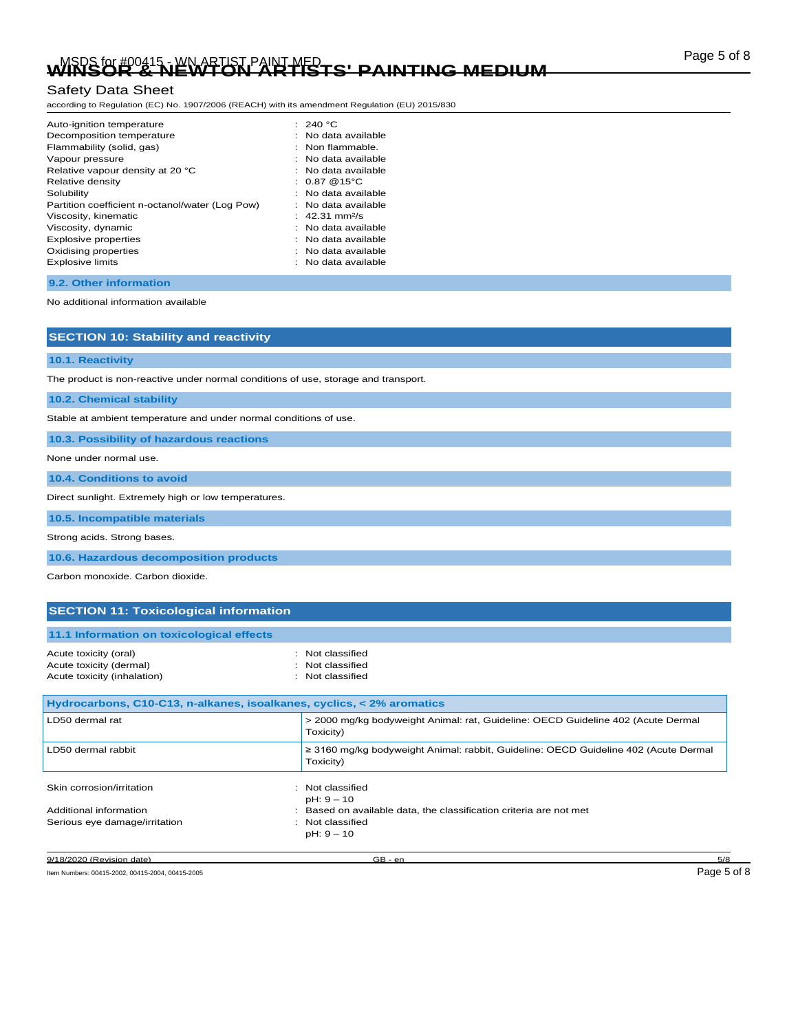| | |
|---|---|
| Auto-ignition temperature | : 240 °C |
| Decomposition temperature | : No data available |
| Flammability (solid, gas) | : Non flammable. |
| Vapour pressure | : No data available |
| Relative vapour density at 20 °C | : No data available |
| Relative density | : 0.87 @15°C |
| Solubility | : No data available |
| Partition coefficient n-octanol/water (Log Pow) | : No data available |
| Viscosity, kinematic | : 42.31 mm²/s |
| Viscosity, dynamic | : No data available |
| Explosive properties | : No data available |
| Oxidising properties | : No data available |
| Explosive limits | : No data available |

### 9.2. Other information

No additional information available

## SECTION 10: Stability and reactivity

### 10.1. Reactivity

The product is non-reactive under normal conditions of use, storage and transport.

### 10.2. Chemical stability

Stable at ambient temperature and under normal conditions of use.

### 10.3. Possibility of hazardous reactions

None under normal use.

### 10.4. Conditions to avoid

Direct sunlight. Extremely high or low temperatures.

### 10.5. Incompatible materials

Strong acids. Strong bases.

### 10.6. Hazardous decomposition products

Carbon monoxide. Carbon dioxide.

## SECTION 11: Toxicological information

### 11.1 Information on toxicological effects

| | |
|---|---|
| Acute toxicity (oral) | : Not classified |
| Acute toxicity (dermal) | : Not classified |
| Acute toxicity (inhalation) | : Not classified |

| Hydrocarbons, C10-C13, n-alkanes, isoalkanes, cyclics, < 2% aromatics | |
|---|---|
| LD50 dermal rat | > 2000 mg/kg bodyweight Animal: rat, Guideline: OECD Guideline 402 (Acute Dermal Toxicity) |
| LD50 dermal rabbit | ≥ 3160 mg/kg bodyweight Animal: rabbit, Guideline: OECD Guideline 402 (Acute Dermal Toxicity) |

| | |
|---|---|
| Skin corrosion/irritation | : Not classified<br>pH: 9 – 10 |
| Additional information | : Based on available data, the classification criteria are not met |
| Serious eye damage/irritation | : Not classified<br>pH: 9 – 10 |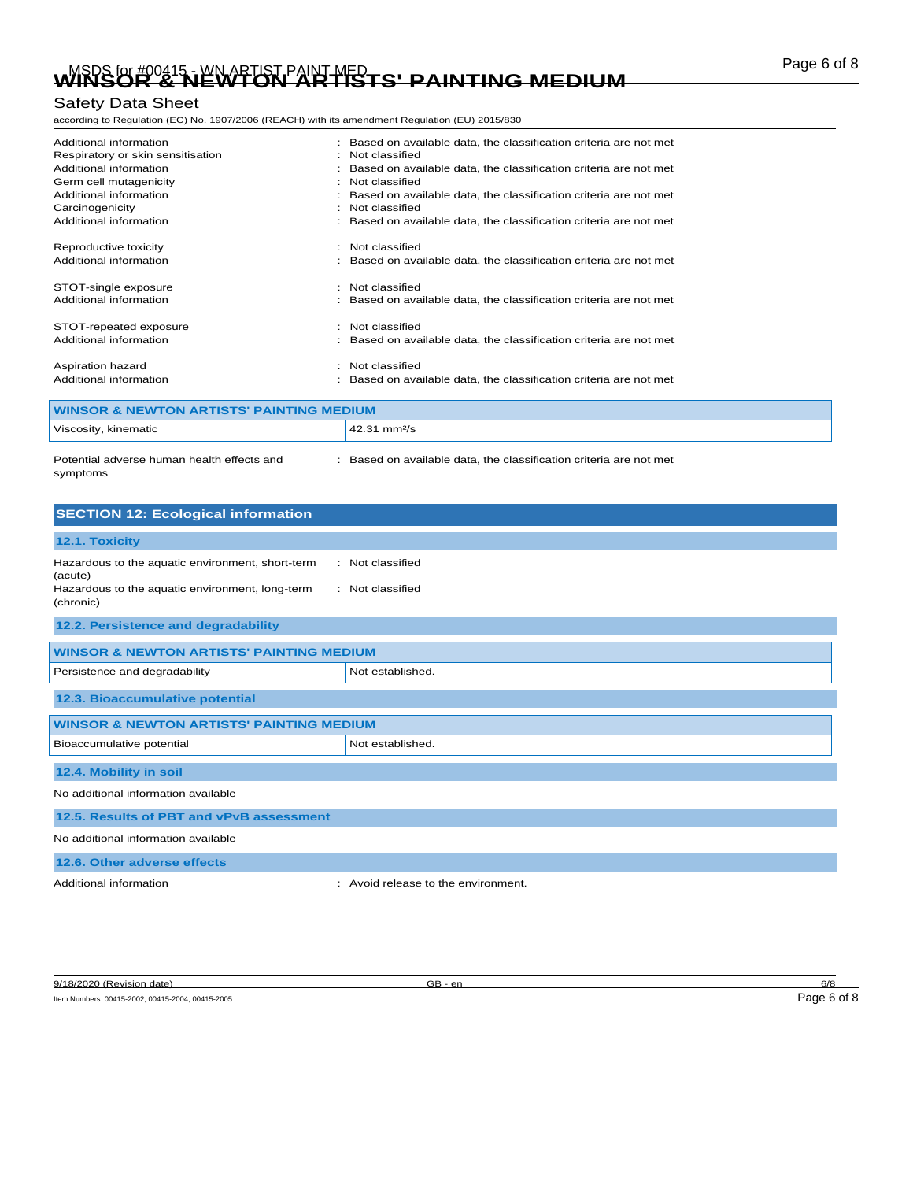Additional information : Based on available data, the classification criteria are not met
Respiratory or skin sensitisation : Not classified
Additional information : Based on available data, the classification criteria are not met
Germ cell mutagenicity : Not classified
Additional information : Based on available data, the classification criteria are not met
Carcinogenicity : Not classified
Additional information : Based on available data, the classification criteria are not met

Reproductive toxicity : Not classified
Additional information : Based on available data, the classification criteria are not met

STOT-single exposure : Not classified
Additional information : Based on available data, the classification criteria are not met

STOT-repeated exposure : Not classified
Additional information : Based on available data, the classification criteria are not met

Aspiration hazard : Not classified
Additional information : Based on available data, the classification criteria are not met

| WINSOR & NEWTON ARTISTS' PAINTING MEDIUM | |
|---|---|
| Viscosity, kinematic | 42.31 $mm^2/s$ |

Potential adverse human health effects and symptoms : Based on available data, the classification criteria are not met

## SECTION 12: Ecological information

### 12.1. Toxicity

Hazardous to the aquatic environment, short-term (acute) : Not classified
Hazardous to the aquatic environment, long-term (chronic) : Not classified

### 12.2. Persistence and degradability

| WINSOR & NEWTON ARTISTS' PAINTING MEDIUM | |
|---|---|
| Persistence and degradability | Not established. |

### 12.3. Bioaccumulative potential

| WINSOR & NEWTON ARTISTS' PAINTING MEDIUM | |
|---|---|
| Bioaccumulative potential | Not established. |

### 12.4. Mobility in soil

No additional information available

### 12.5. Results of PBT and vPvB assessment

No additional information available

### 12.6. Other adverse effects

Additional information : Avoid release to the environment.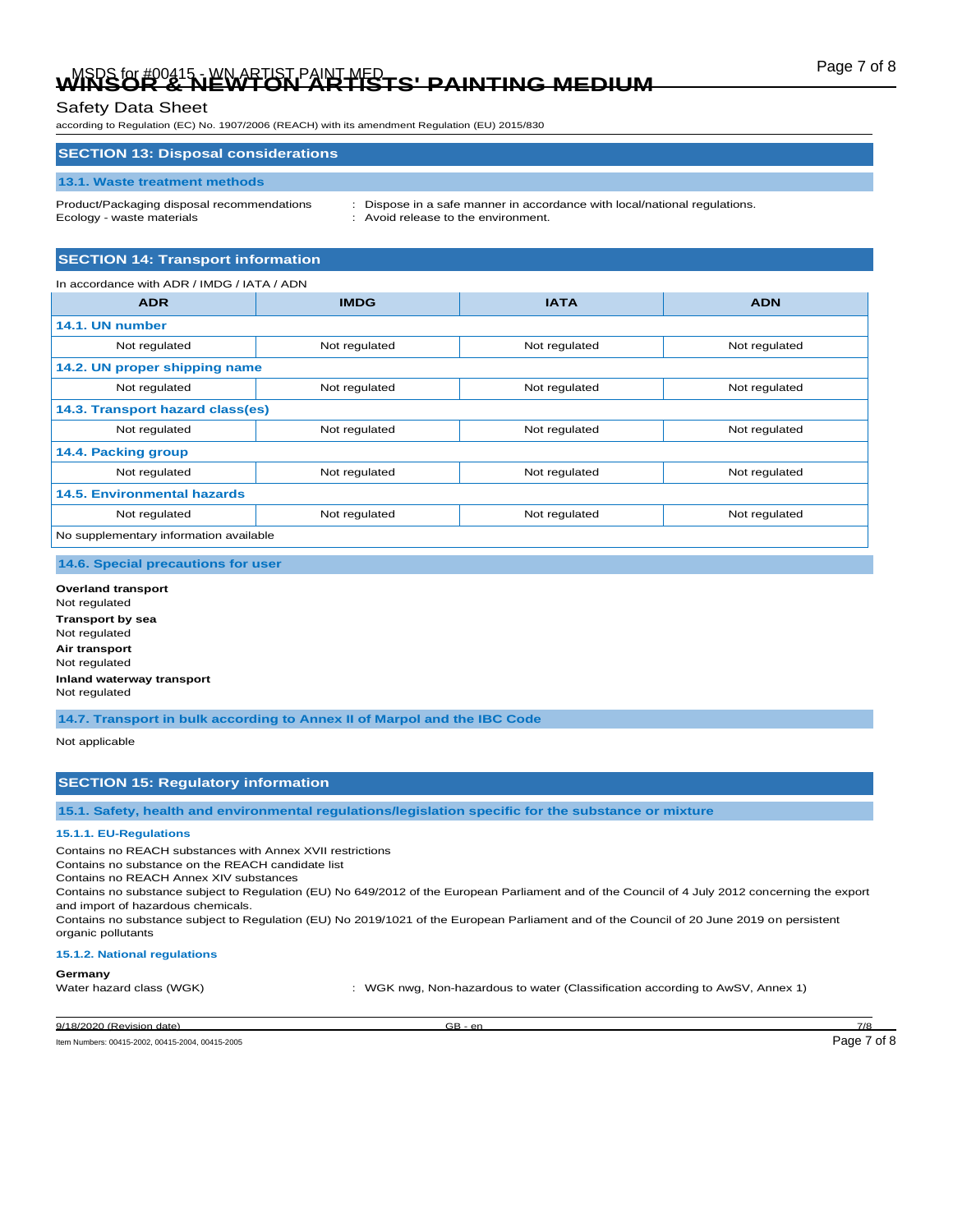## SECTION 13: Disposal considerations

### 13.1. Waste treatment methods

Product/Packaging disposal recommendations : Dispose in a safe manner in accordance with local/national regulations.
Ecology - waste materials : Avoid release to the environment.

## SECTION 14: Transport information

In accordance with ADR / IMDG / IATA / ADN

| ADR | IMDG | IATA | ADN |
|---|---|---|---|
| **14.1. UN number** | | | |
| Not regulated | Not regulated | Not regulated | Not regulated |
| **14.2. UN proper shipping name** | | | |
| Not regulated | Not regulated | Not regulated | Not regulated |
| **14.3. Transport hazard class(es)** | | | |
| Not regulated | Not regulated | Not regulated | Not regulated |
| **14.4. Packing group** | | | |
| Not regulated | Not regulated | Not regulated | Not regulated |
| **14.5. Environmental hazards** | | | |
| Not regulated | Not regulated | Not regulated | Not regulated |
| No supplementary information available | | | |

### 14.6. Special precautions for user

**Overland transport**
Not regulated
**Transport by sea**
Not regulated
**Air transport**
Not regulated
**Inland waterway transport**
Not regulated

### 14.7. Transport in bulk according to Annex II of Marpol and the IBC Code

Not applicable

## SECTION 15: Regulatory information

### 15.1. Safety, health and environmental regulations/legislation specific for the substance or mixture

#### 15.1.1. EU-Regulations

Contains no REACH substances with Annex XVII restrictions
Contains no substance on the REACH candidate list
Contains no REACH Annex XIV substances
Contains no substance subject to Regulation (EU) No 649/2012 of the European Parliament and of the Council of 4 July 2012 concerning the export and import of hazardous chemicals.
Contains no substance subject to Regulation (EU) No 2019/1021 of the European Parliament and of the Council of 20 June 2019 on persistent organic pollutants

#### 15.1.2. National regulations

**Germany**
Water hazard class (WGK) : WGK nwg, Non-hazardous to water (Classification according to AwSV, Annex 1)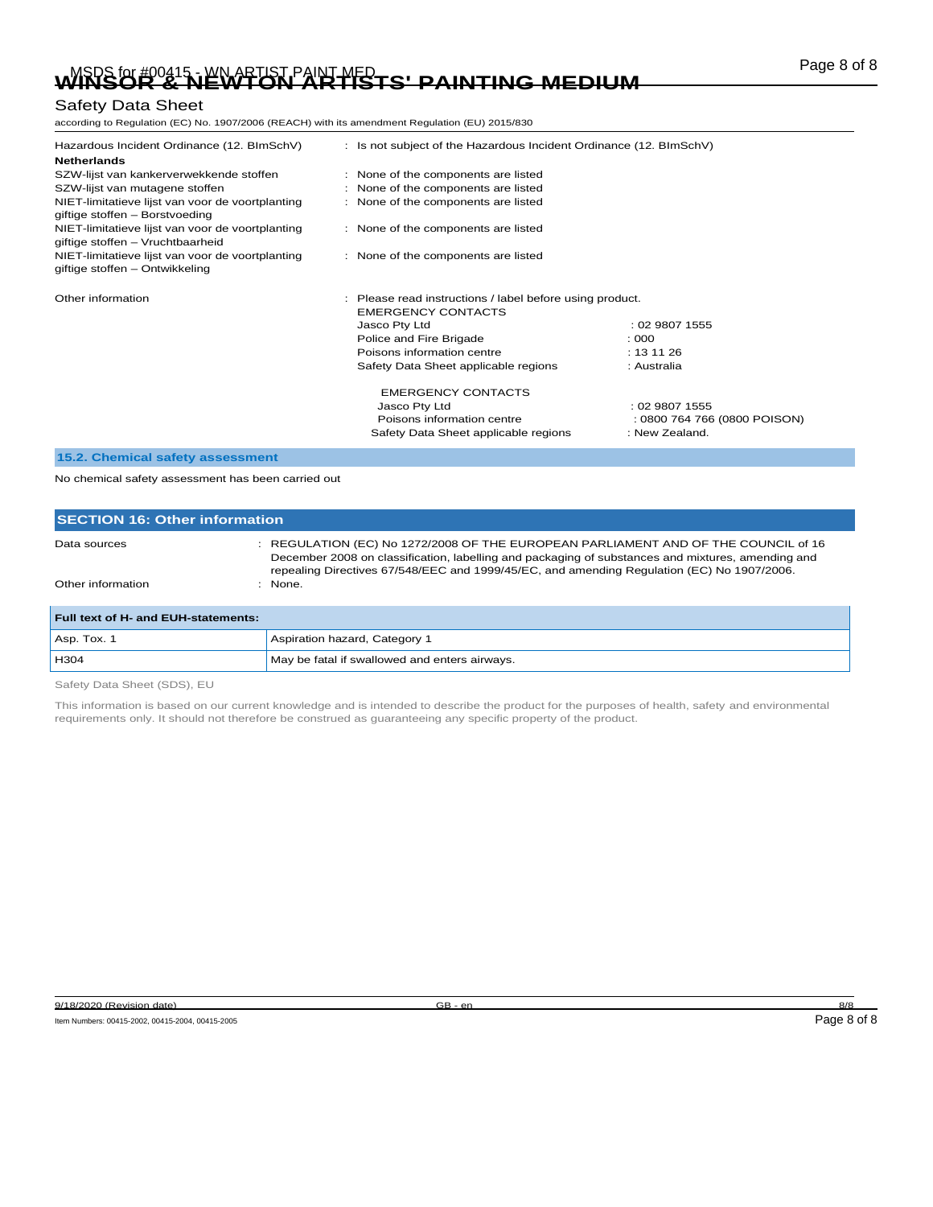| | |
|---|---|
| Hazardous Incident Ordinance (12. BImSchV) | : Is not subject of the Hazardous Incident Ordinance (12. BImSchV) |

**Netherlands**

| | |
|---|---|
| SZW-lijst van kankerverwekkende stoffen | : None of the components are listed |
| SZW-lijst van mutagene stoffen | : None of the components are listed |
| NIET-limitatieve lijst van voor de voortplanting giftige stoffen – Borstvoeding | : None of the components are listed |
| NIET-limitatieve lijst van voor de voortplanting giftige stoffen – Vruchtbaarheid | : None of the components are listed |
| NIET-limitatieve lijst van voor de voortplanting giftige stoffen – Ontwikkeling | : None of the components are listed |

Other information : Please read instructions / label before using product.

EMERGENCY CONTACTS

| | |
|---|---|
| Jasco Pty Ltd | : 02 9807 1555 |
| Police and Fire Brigade | : 000 |
| Poisons information centre | : 13 11 26 |
| Safety Data Sheet applicable regions | : Australia |

EMERGENCY CONTACTS

| | |
|---|---|
| Jasco Pty Ltd | : 02 9807 1555 |
| Poisons information centre | : 0800 764 766 (0800 POISON) |
| Safety Data Sheet applicable regions | : New Zealand. |

### 15.2. Chemical safety assessment

No chemical safety assessment has been carried out

## SECTION 16: Other information

| | |
|---|---|
| Data sources | : REGULATION (EC) No 1272/2008 OF THE EUROPEAN PARLIAMENT AND OF THE COUNCIL of 16 December 2008 on classification, labelling and packaging of substances and mixtures, amending and repealing Directives 67/548/EEC and 1999/45/EC, and amending Regulation (EC) No 1907/2006. |
| Other information | : None. |

| Full text of H- and EUH-statements: | |
|---|---|
| Asp. Tox. 1 | Aspiration hazard, Category 1 |
| H304 | May be fatal if swallowed and enters airways. |

Safety Data Sheet (SDS), EU

This information is based on our current knowledge and is intended to describe the product for the purposes of health, safety and environmental requirements only. It should not therefore be construed as guaranteeing any specific property of the product.